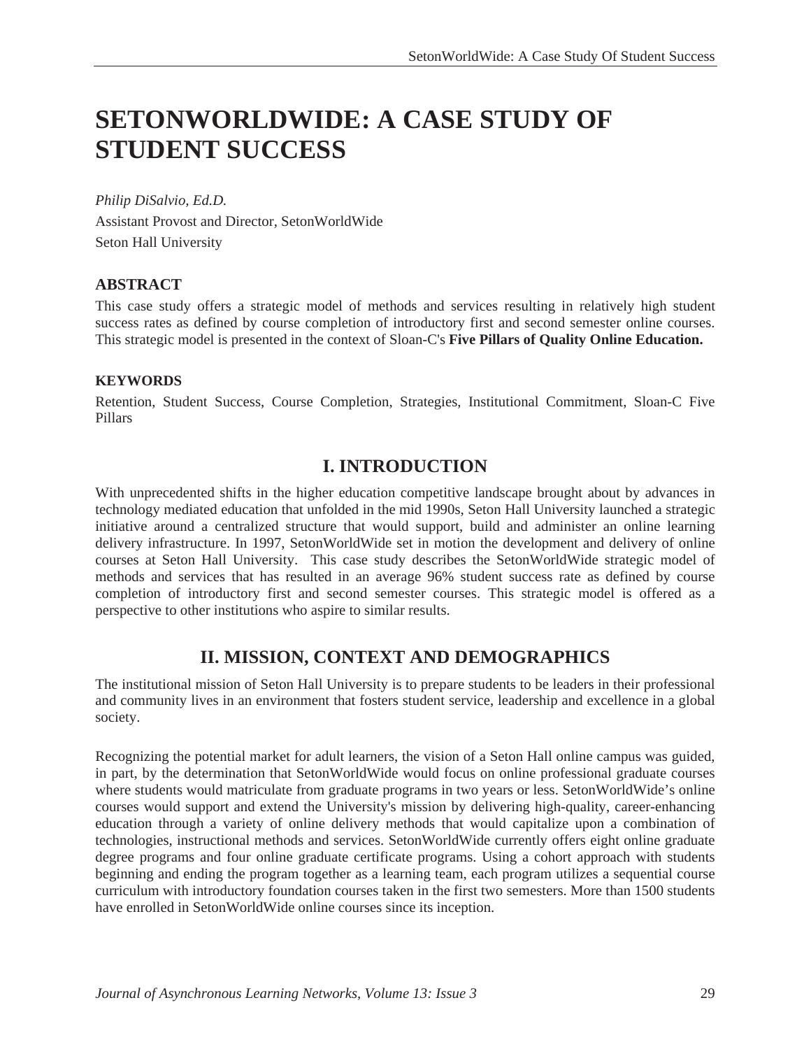# SETONWORLDWIDE: A CASE STUDY OF STUDENT SUCCESS

*Philip DiSalvio, Ed.D.*

Assistant Provost and Director, SetonWorldWide

Seton Hall University

### ABSTRACT

This case study offers a strategic model of methods and services resulting in relatively high student success rates as defined by course completion of introductory first and second semester online courses. This strategic model is presented in the context of Sloan-C's **Five Pillars of Quality Online Education.**

### KEYWORDS

Retention, Student Success, Course Completion, Strategies, Institutional Commitment, Sloan-C Five Pillars

## I. INTRODUCTION

With unprecedented shifts in the higher education competitive landscape brought about by advances in technology mediated education that unfolded in the mid 1990s, Seton Hall University launched a strategic initiative around a centralized structure that would support, build and administer an online learning delivery infrastructure. In 1997, SetonWorldWide set in motion the development and delivery of online courses at Seton Hall University. This case study describes the SetonWorldWide strategic model of methods and services that has resulted in an average 96% student success rate as defined by course completion of introductory first and second semester courses. This strategic model is offered as a perspective to other institutions who aspire to similar results.

## II. MISSION, CONTEXT AND DEMOGRAPHICS

The institutional mission of Seton Hall University is to prepare students to be leaders in their professional and community lives in an environment that fosters student service, leadership and excellence in a global society.

Recognizing the potential market for adult learners, the vision of a Seton Hall online campus was guided, in part, by the determination that SetonWorldWide would focus on online professional graduate courses where students would matriculate from graduate programs in two years or less. SetonWorldWide's online courses would support and extend the University's mission by delivering high-quality, career-enhancing education through a variety of online delivery methods that would capitalize upon a combination of technologies, instructional methods and services. SetonWorldWide currently offers eight online graduate degree programs and four online graduate certificate programs. Using a cohort approach with students beginning and ending the program together as a learning team, each program utilizes a sequential course curriculum with introductory foundation courses taken in the first two semesters. More than 1500 students have enrolled in SetonWorldWide online courses since its inception.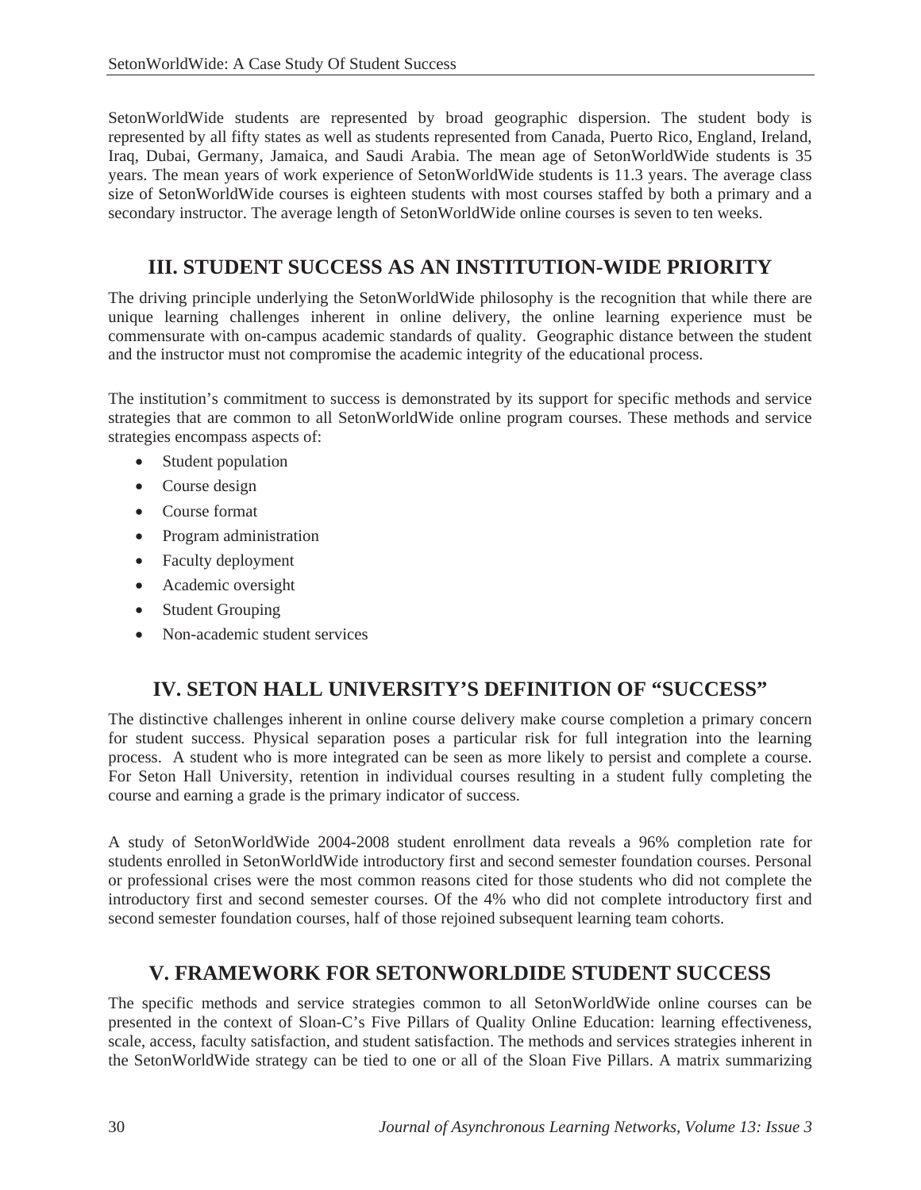SetonWorldWide students are represented by broad geographic dispersion. The student body is represented by all fifty states as well as students represented from Canada, Puerto Rico, England, Ireland, Iraq, Dubai, Germany, Jamaica, and Saudi Arabia. The mean age of SetonWorldWide students is 35 years. The mean years of work experience of SetonWorldWide students is 11.3 years. The average class size of SetonWorldWide courses is eighteen students with most courses staffed by both a primary and a secondary instructor. The average length of SetonWorldWide online courses is seven to ten weeks.

## III. STUDENT SUCCESS AS AN INSTITUTION-WIDE PRIORITY

The driving principle underlying the SetonWorldWide philosophy is the recognition that while there are unique learning challenges inherent in online delivery, the online learning experience must be commensurate with on-campus academic standards of quality. Geographic distance between the student and the instructor must not compromise the academic integrity of the educational process.

The institution's commitment to success is demonstrated by its support for specific methods and service strategies that are common to all SetonWorldWide online program courses. These methods and service strategies encompass aspects of:

- Student population
- Course design
- Course format
- Program administration
- Faculty deployment
- Academic oversight
- Student Grouping
- Non-academic student services

## IV. SETON HALL UNIVERSITY'S DEFINITION OF "SUCCESS"

The distinctive challenges inherent in online course delivery make course completion a primary concern for student success. Physical separation poses a particular risk for full integration into the learning process. A student who is more integrated can be seen as more likely to persist and complete a course. For Seton Hall University, retention in individual courses resulting in a student fully completing the course and earning a grade is the primary indicator of success.

A study of SetonWorldWide 2004-2008 student enrollment data reveals a 96% completion rate for students enrolled in SetonWorldWide introductory first and second semester foundation courses. Personal or professional crises were the most common reasons cited for those students who did not complete the introductory first and second semester courses. Of the 4% who did not complete introductory first and second semester foundation courses, half of those rejoined subsequent learning team cohorts.

## V. FRAMEWORK FOR SETONWORLDIDE STUDENT SUCCESS

The specific methods and service strategies common to all SetonWorldWide online courses can be presented in the context of Sloan-C's Five Pillars of Quality Online Education: learning effectiveness, scale, access, faculty satisfaction, and student satisfaction. The methods and services strategies inherent in the SetonWorldWide strategy can be tied to one or all of the Sloan Five Pillars. A matrix summarizing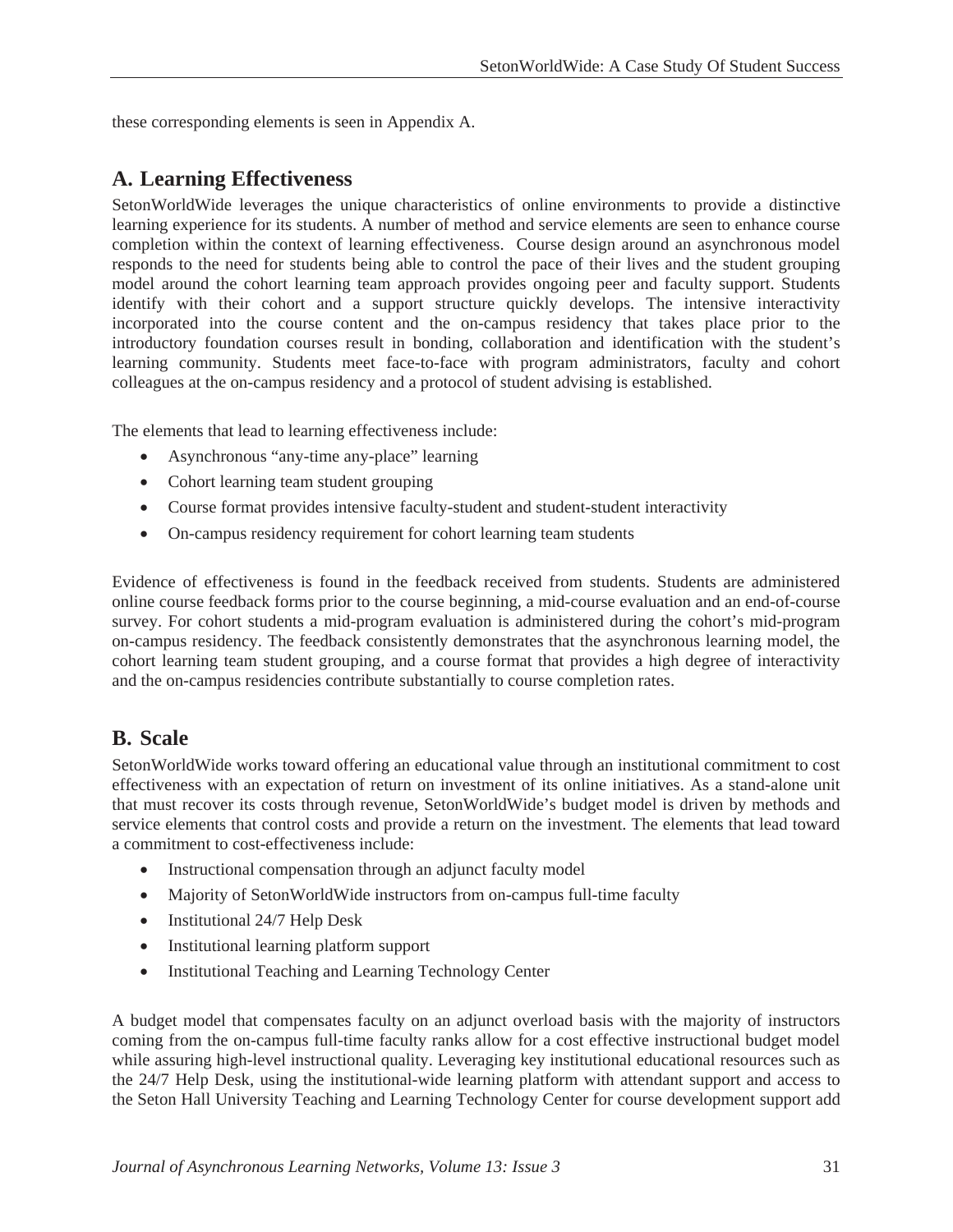these corresponding elements is seen in Appendix A.

## A. Learning Effectiveness

SetonWorldWide leverages the unique characteristics of online environments to provide a distinctive learning experience for its students. A number of method and service elements are seen to enhance course completion within the context of learning effectiveness. Course design around an asynchronous model responds to the need for students being able to control the pace of their lives and the student grouping model around the cohort learning team approach provides ongoing peer and faculty support. Students identify with their cohort and a support structure quickly develops. The intensive interactivity incorporated into the course content and the on-campus residency that takes place prior to the introductory foundation courses result in bonding, collaboration and identification with the student's learning community. Students meet face-to-face with program administrators, faculty and cohort colleagues at the on-campus residency and a protocol of student advising is established.

The elements that lead to learning effectiveness include:

- Asynchronous "any-time any-place" learning
- Cohort learning team student grouping
- Course format provides intensive faculty-student and student-student interactivity
- On-campus residency requirement for cohort learning team students

Evidence of effectiveness is found in the feedback received from students. Students are administered online course feedback forms prior to the course beginning, a mid-course evaluation and an end-of-course survey. For cohort students a mid-program evaluation is administered during the cohort's mid-program on-campus residency. The feedback consistently demonstrates that the asynchronous learning model, the cohort learning team student grouping, and a course format that provides a high degree of interactivity and the on-campus residencies contribute substantially to course completion rates.

## B. Scale

SetonWorldWide works toward offering an educational value through an institutional commitment to cost effectiveness with an expectation of return on investment of its online initiatives. As a stand-alone unit that must recover its costs through revenue, SetonWorldWide's budget model is driven by methods and service elements that control costs and provide a return on the investment. The elements that lead toward a commitment to cost-effectiveness include:

- Instructional compensation through an adjunct faculty model
- Majority of SetonWorldWide instructors from on-campus full-time faculty
- Institutional 24/7 Help Desk
- Institutional learning platform support
- Institutional Teaching and Learning Technology Center

A budget model that compensates faculty on an adjunct overload basis with the majority of instructors coming from the on-campus full-time faculty ranks allow for a cost effective instructional budget model while assuring high-level instructional quality. Leveraging key institutional educational resources such as the 24/7 Help Desk, using the institutional-wide learning platform with attendant support and access to the Seton Hall University Teaching and Learning Technology Center for course development support add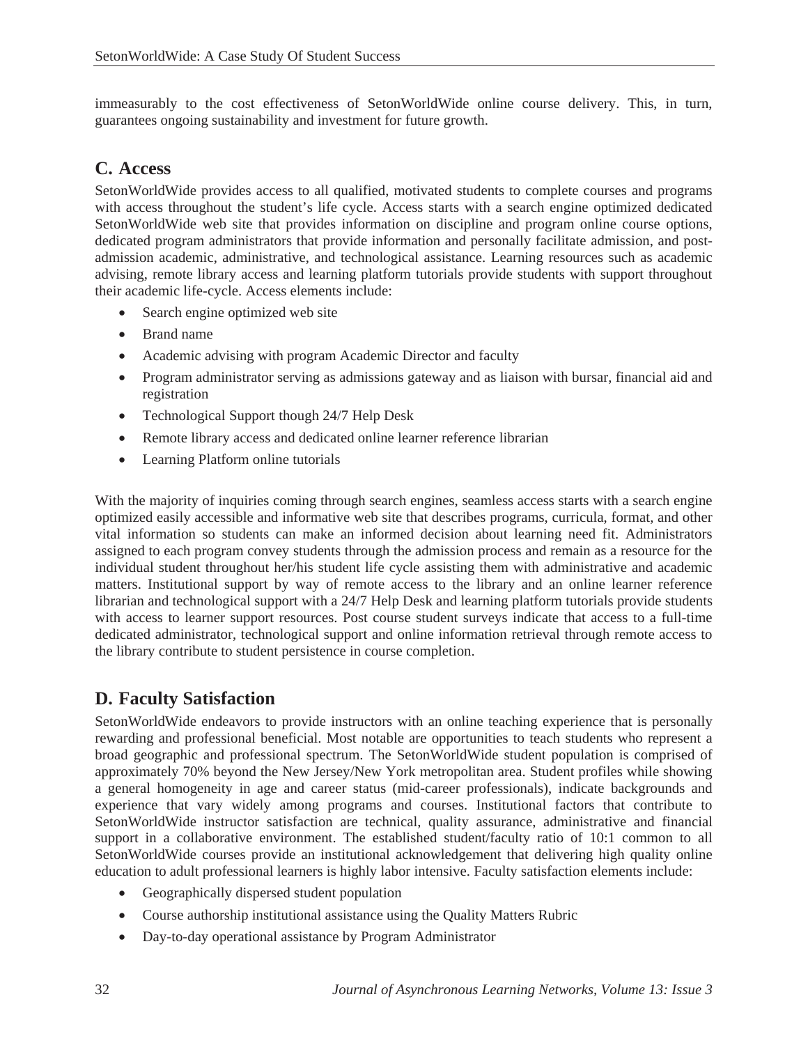immeasurably to the cost effectiveness of SetonWorldWide online course delivery. This, in turn, guarantees ongoing sustainability and investment for future growth.

## C. Access

SetonWorldWide provides access to all qualified, motivated students to complete courses and programs with access throughout the student's life cycle. Access starts with a search engine optimized dedicated SetonWorldWide web site that provides information on discipline and program online course options, dedicated program administrators that provide information and personally facilitate admission, and post-admission academic, administrative, and technological assistance. Learning resources such as academic advising, remote library access and learning platform tutorials provide students with support throughout their academic life-cycle. Access elements include:

- Search engine optimized web site
- Brand name
- Academic advising with program Academic Director and faculty
- Program administrator serving as admissions gateway and as liaison with bursar, financial aid and registration
- Technological Support though 24/7 Help Desk
- Remote library access and dedicated online learner reference librarian
- Learning Platform online tutorials

With the majority of inquiries coming through search engines, seamless access starts with a search engine optimized easily accessible and informative web site that describes programs, curricula, format, and other vital information so students can make an informed decision about learning need fit. Administrators assigned to each program convey students through the admission process and remain as a resource for the individual student throughout her/his student life cycle assisting them with administrative and academic matters. Institutional support by way of remote access to the library and an online learner reference librarian and technological support with a 24/7 Help Desk and learning platform tutorials provide students with access to learner support resources. Post course student surveys indicate that access to a full-time dedicated administrator, technological support and online information retrieval through remote access to the library contribute to student persistence in course completion.

## D. Faculty Satisfaction

SetonWorldWide endeavors to provide instructors with an online teaching experience that is personally rewarding and professional beneficial. Most notable are opportunities to teach students who represent a broad geographic and professional spectrum. The SetonWorldWide student population is comprised of approximately 70% beyond the New Jersey/New York metropolitan area. Student profiles while showing a general homogeneity in age and career status (mid-career professionals), indicate backgrounds and experience that vary widely among programs and courses. Institutional factors that contribute to SetonWorldWide instructor satisfaction are technical, quality assurance, administrative and financial support in a collaborative environment. The established student/faculty ratio of 10:1 common to all SetonWorldWide courses provide an institutional acknowledgement that delivering high quality online education to adult professional learners is highly labor intensive. Faculty satisfaction elements include:

- Geographically dispersed student population
- Course authorship institutional assistance using the Quality Matters Rubric
- Day-to-day operational assistance by Program Administrator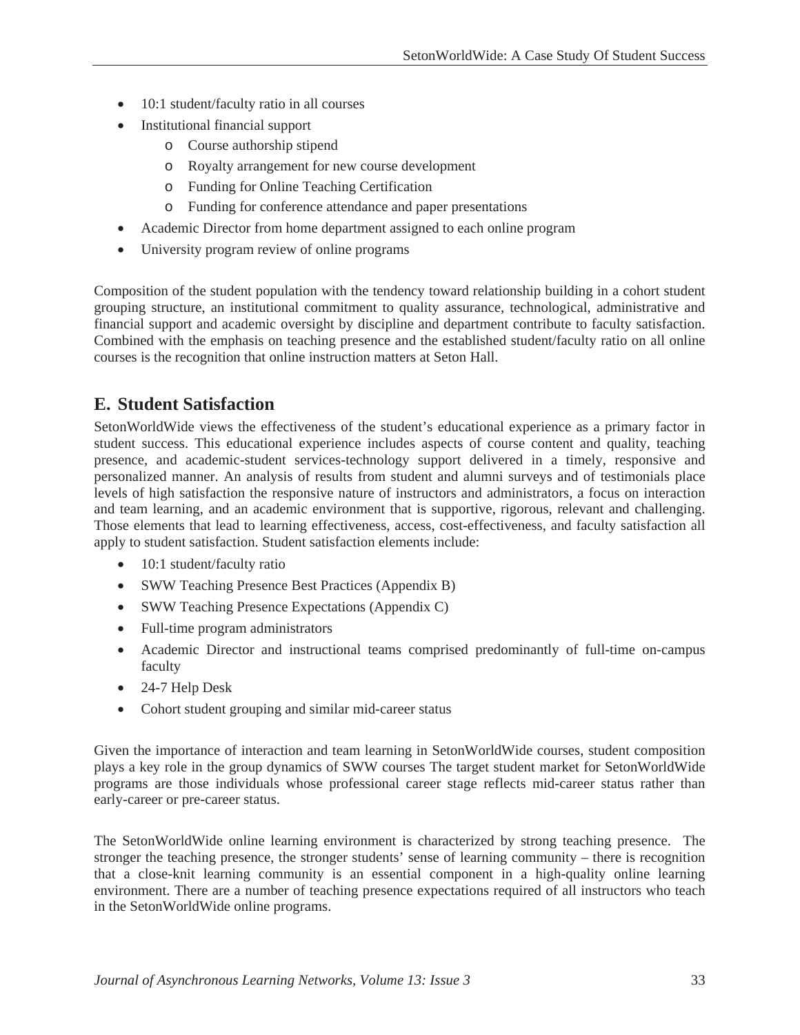- 10:1 student/faculty ratio in all courses
- Institutional financial support
    - Course authorship stipend
    - Royalty arrangement for new course development
    - Funding for Online Teaching Certification
    - Funding for conference attendance and paper presentations
- Academic Director from home department assigned to each online program
- University program review of online programs

Composition of the student population with the tendency toward relationship building in a cohort student grouping structure, an institutional commitment to quality assurance, technological, administrative and financial support and academic oversight by discipline and department contribute to faculty satisfaction. Combined with the emphasis on teaching presence and the established student/faculty ratio on all online courses is the recognition that online instruction matters at Seton Hall.

## E. Student Satisfaction

SetonWorldWide views the effectiveness of the student's educational experience as a primary factor in student success. This educational experience includes aspects of course content and quality, teaching presence, and academic-student services-technology support delivered in a timely, responsive and personalized manner. An analysis of results from student and alumni surveys and of testimonials place levels of high satisfaction the responsive nature of instructors and administrators, a focus on interaction and team learning, and an academic environment that is supportive, rigorous, relevant and challenging. Those elements that lead to learning effectiveness, access, cost-effectiveness, and faculty satisfaction all apply to student satisfaction. Student satisfaction elements include:

- 10:1 student/faculty ratio
- SWW Teaching Presence Best Practices (Appendix B)
- SWW Teaching Presence Expectations (Appendix C)
- Full-time program administrators
- Academic Director and instructional teams comprised predominantly of full-time on-campus faculty
- 24-7 Help Desk
- Cohort student grouping and similar mid-career status

Given the importance of interaction and team learning in SetonWorldWide courses, student composition plays a key role in the group dynamics of SWW courses The target student market for SetonWorldWide programs are those individuals whose professional career stage reflects mid-career status rather than early-career or pre-career status.

The SetonWorldWide online learning environment is characterized by strong teaching presence. The stronger the teaching presence, the stronger students' sense of learning community – there is recognition that a close-knit learning community is an essential component in a high-quality online learning environment. There are a number of teaching presence expectations required of all instructors who teach in the SetonWorldWide online programs.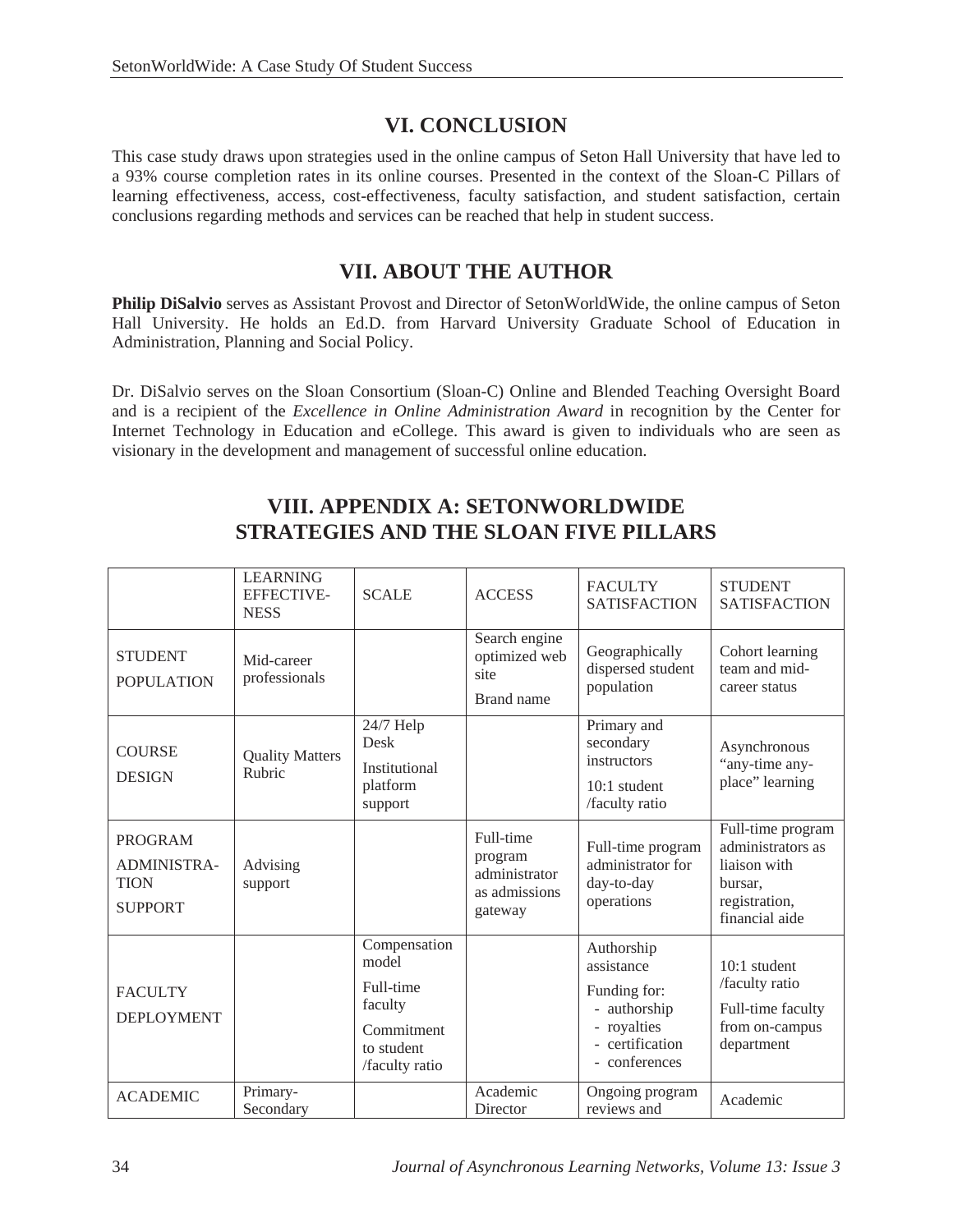## VI. CONCLUSION

This case study draws upon strategies used in the online campus of Seton Hall University that have led to a 93% course completion rates in its online courses. Presented in the context of the Sloan-C Pillars of learning effectiveness, access, cost-effectiveness, faculty satisfaction, and student satisfaction, certain conclusions regarding methods and services can be reached that help in student success.

## VII. ABOUT THE AUTHOR

**Philip DiSalvio** serves as Assistant Provost and Director of SetonWorldWide, the online campus of Seton Hall University. He holds an Ed.D. from Harvard University Graduate School of Education in Administration, Planning and Social Policy.

Dr. DiSalvio serves on the Sloan Consortium (Sloan-C) Online and Blended Teaching Oversight Board and is a recipient of the *Excellence in Online Administration Award* in recognition by the Center for Internet Technology in Education and eCollege. This award is given to individuals who are seen as visionary in the development and management of successful online education.

## VIII. APPENDIX A: SETONWORLDWIDE STRATEGIES AND THE SLOAN FIVE PILLARS

| | LEARNING EFFECTIVE-NESS | SCALE | ACCESS | FACULTY SATISFACTION | STUDENT SATISFACTION |
|---|---|---|---|---|---|
| STUDENT POPULATION | Mid-career professionals | | Search engine optimized web site<br>Brand name | Geographically dispersed student population | Cohort learning team and mid-career status |
| COURSE DESIGN | Quality Matters Rubric | 24/7 Help Desk<br>Institutional platform support | | Primary and secondary instructors<br>10:1 student /faculty ratio | Asynchronous "any-time any-place" learning |
| PROGRAM ADMINISTRA-TION SUPPORT | Advising support | | Full-time program administrator as admissions gateway | Full-time program administrator for day-to-day operations | Full-time program administrators as liaison with bursar, registration, financial aide |
| FACULTY DEPLOYMENT | | Compensation model<br>Full-time faculty<br>Commitment to student /faculty ratio | | Authorship assistance<br>Funding for:<br>- authorship<br>- royalties<br>- certification<br>- conferences | 10:1 student /faculty ratio<br>Full-time faculty from on-campus department |
| ACADEMIC | Primary-Secondary | | Academic Director | Ongoing program reviews and | Academic |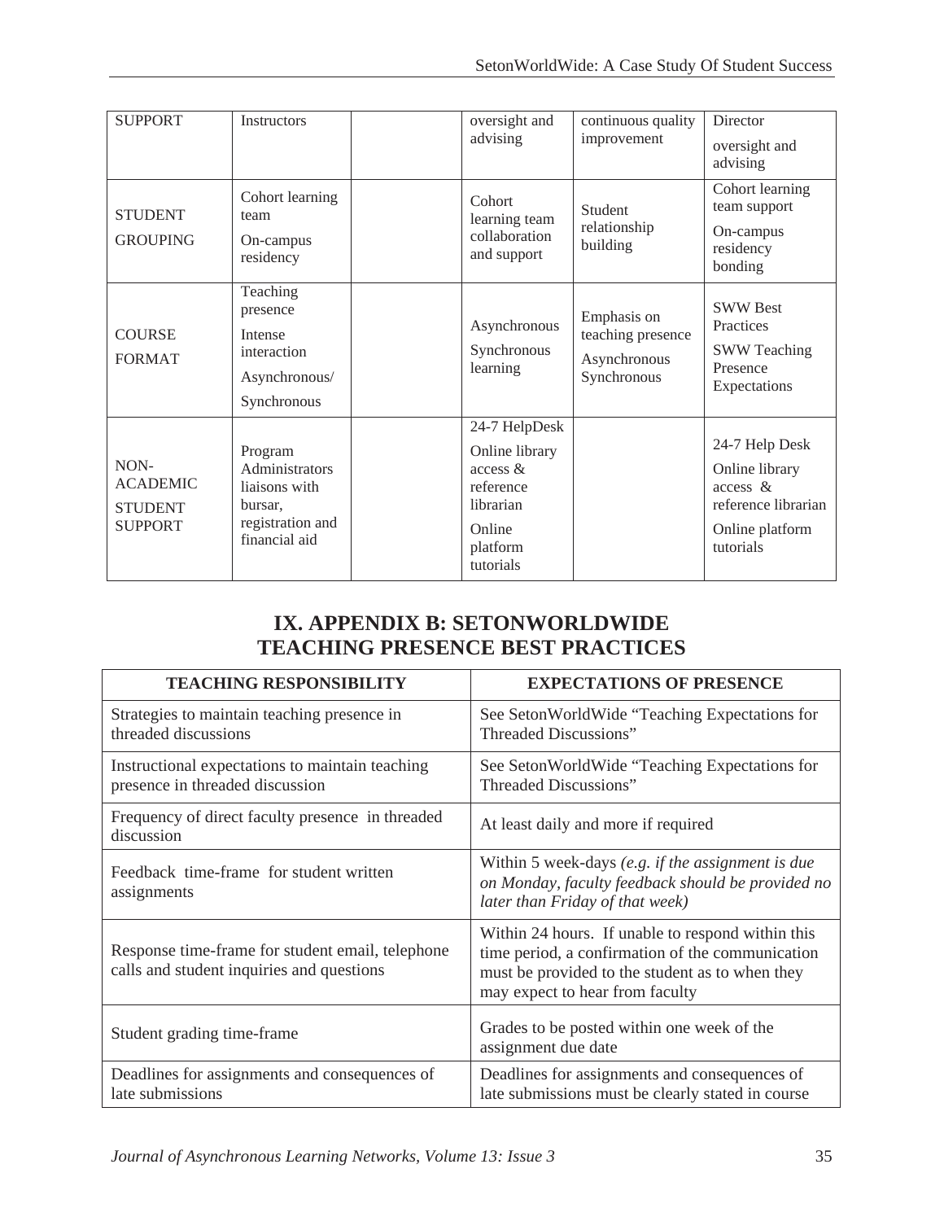| SUPPORT | Instructors | | oversight and advising | continuous quality improvement | Director<br>oversight and advising |
|---|---|---|---|---|---|
| STUDENT GROUPING | Cohort learning team<br>On-campus residency | | Cohort learning team collaboration and support | Student relationship building | Cohort learning team support<br>On-campus residency bonding |
| COURSE FORMAT | Teaching presence<br>Intense interaction<br>Asynchronous/ Synchronous | | Asynchronous Synchronous learning | Emphasis on teaching presence<br>Asynchronous Synchronous | SWW Best Practices<br>SWW Teaching Presence Expectations |
| NON-ACADEMIC STUDENT SUPPORT | Program Administrators liaisons with bursar, registration and financial aid | | 24-7 HelpDesk<br>Online library access & reference librarian<br>Online platform tutorials | | 24-7 Help Desk<br>Online library access & reference librarian<br>Online platform tutorials |

## IX. APPENDIX B: SETONWORLDWIDE TEACHING PRESENCE BEST PRACTICES

| TEACHING RESPONSIBILITY | EXPECTATIONS OF PRESENCE |
|---|---|
| Strategies to maintain teaching presence in threaded discussions | See SetonWorldWide "Teaching Expectations for Threaded Discussions" |
| Instructional expectations to maintain teaching presence in threaded discussion | See SetonWorldWide "Teaching Expectations for Threaded Discussions" |
| Frequency of direct faculty presence in threaded discussion | At least daily and more if required |
| Feedback time-frame for student written assignments | Within 5 week-days *(e.g. if the assignment is due on Monday, faculty feedback should be provided no later than Friday of that week)* |
| Response time-frame for student email, telephone calls and student inquiries and questions | Within 24 hours. If unable to respond within this time period, a confirmation of the communication must be provided to the student as to when they may expect to hear from faculty |
| Student grading time-frame | Grades to be posted within one week of the assignment due date |
| Deadlines for assignments and consequences of late submissions | Deadlines for assignments and consequences of late submissions must be clearly stated in course |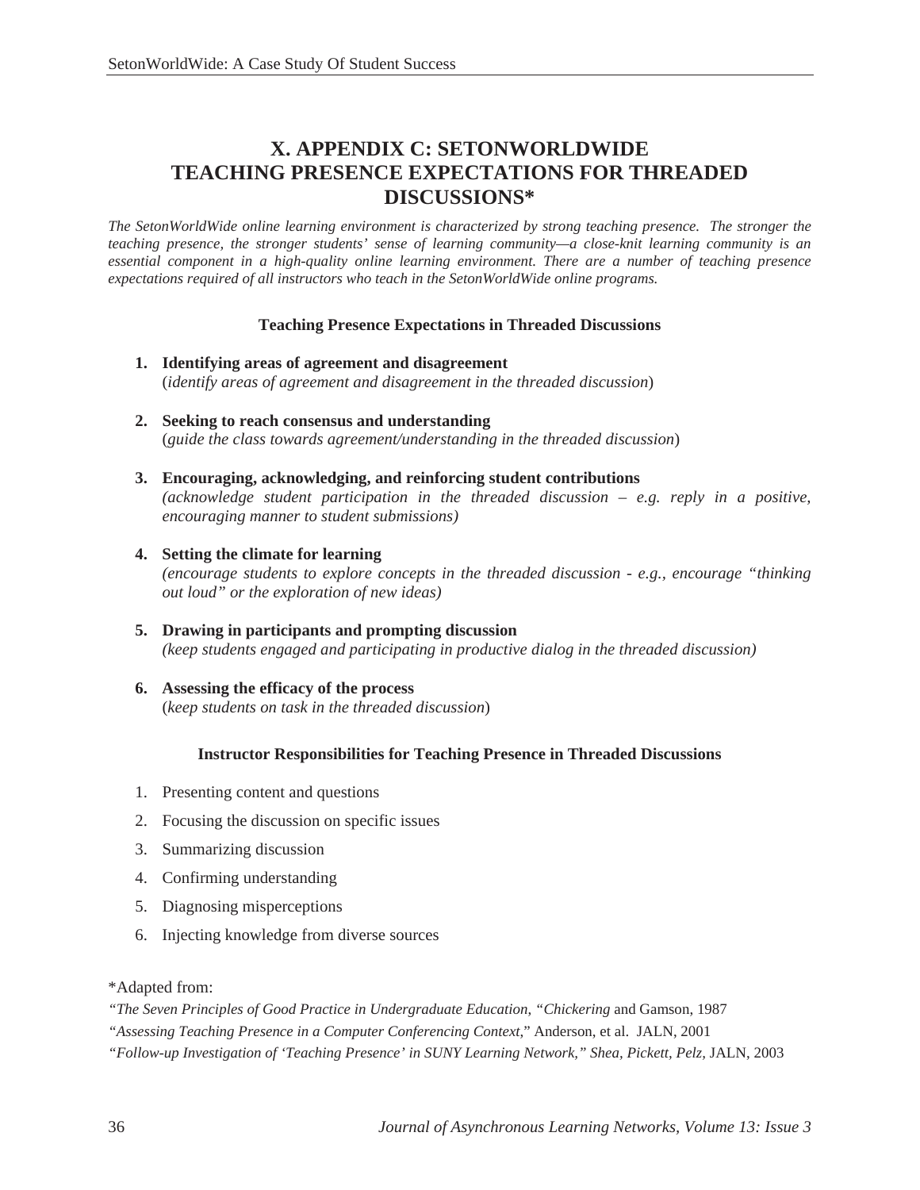# X. APPENDIX C: SETONWORLDWIDE TEACHING PRESENCE EXPECTATIONS FOR THREADED DISCUSSIONS*

*The SetonWorldWide online learning environment is characterized by strong teaching presence. The stronger the teaching presence, the stronger students' sense of learning community—a close-knit learning community is an essential component in a high-quality online learning environment. There are a number of teaching presence expectations required of all instructors who teach in the SetonWorldWide online programs.*

### Teaching Presence Expectations in Threaded Discussions

1. **Identifying areas of agreement and disagreement**
   (*identify areas of agreement and disagreement in the threaded discussion*)

2. **Seeking to reach consensus and understanding**
   (*guide the class towards agreement/understanding in the threaded discussion*)

3. **Encouraging, acknowledging, and reinforcing student contributions**
   *(acknowledge student participation in the threaded discussion – e.g. reply in a positive, encouraging manner to student submissions)*

4. **Setting the climate for learning**
   *(encourage students to explore concepts in the threaded discussion - e.g., encourage "thinking out loud" or the exploration of new ideas)*

5. **Drawing in participants and prompting discussion**
   *(keep students engaged and participating in productive dialog in the threaded discussion)*

6. **Assessing the efficacy of the process**
   (*keep students on task in the threaded discussion*)

### Instructor Responsibilities for Teaching Presence in Threaded Discussions

1. Presenting content and questions
2. Focusing the discussion on specific issues
3. Summarizing discussion
4. Confirming understanding
5. Diagnosing misperceptions
6. Injecting knowledge from diverse sources

*Adapted from:

*"The Seven Principles of Good Practice in Undergraduate Education, "Chickering* and Gamson, 1987

*"Assessing Teaching Presence in a Computer Conferencing Context*," Anderson, et al. JALN, 2001

*"Follow-up Investigation of 'Teaching Presence' in SUNY Learning Network," Shea, Pickett, Pelz,* JALN, 2003